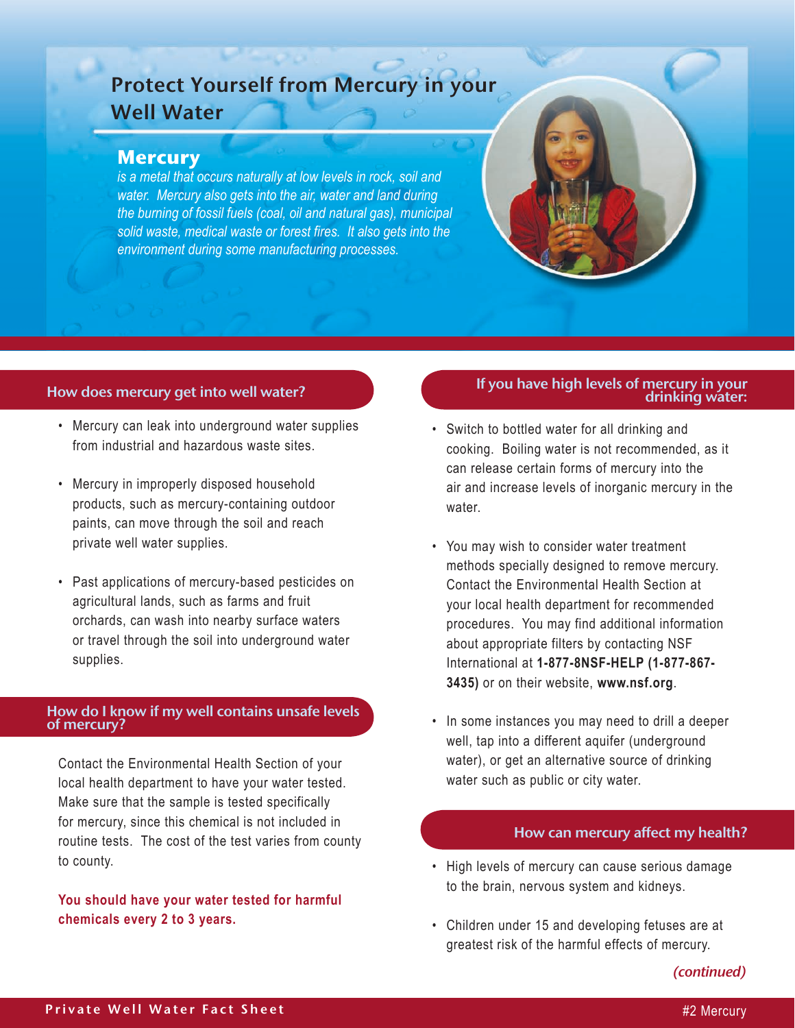# Protect Yourself from Mercury in your Well Water

## Mercury

*is a metal that occurs naturally at low levels in rock, soil and water. Mercury also gets into the air, water and land during the burning of fossil fuels (coal, oil and natural gas), municipal solid waste, medical waste or forest fires. It also gets into the environment during some manufacturing processes.*

### How does mercury get into well water?

- Mercury can leak into underground water supplies from industrial and hazardous waste sites.
- Mercury in improperly disposed household products, such as mercury-containing outdoor paints, can move through the soil and reach private well water supplies.
- Past applications of mercury-based pesticides on agricultural lands, such as farms and fruit orchards, can wash into nearby surface waters or travel through the soil into underground water supplies.

### How do I know if my well contains unsafe levels of mercury?

Contact the Environmental Health Section of your local health department to have your water tested. Make sure that the sample is tested specifically for mercury, since this chemical is not included in routine tests. The cost of the test varies from county to county.

**You should have your water tested for harmful chemicals every 2 to 3 years.**

### If you have high levels of mercury in your drinking water:

- Switch to bottled water for all drinking and cooking. Boiling water is not recommended, as it can release certain forms of mercury into the air and increase levels of inorganic mercury in the water.
- You may wish to consider water treatment methods specially designed to remove mercury. Contact the Environmental Health Section at your local health department for recommended procedures. You may find additional information about appropriate filters by contacting NSF International at **1-877-8NSF-HELP (1-877-867-3435)** or on their website, **www.nsf.org**.
- In some instances you may need to drill a deeper well, tap into a different aquifer (underground water), or get an alternative source of drinking water such as public or city water.

### How can mercury affect my health?

- High levels of mercury can cause serious damage to the brain, nervous system and kidneys.
- Children under 15 and developing fetuses are at greatest risk of the harmful effects of mercury.

*(continued)*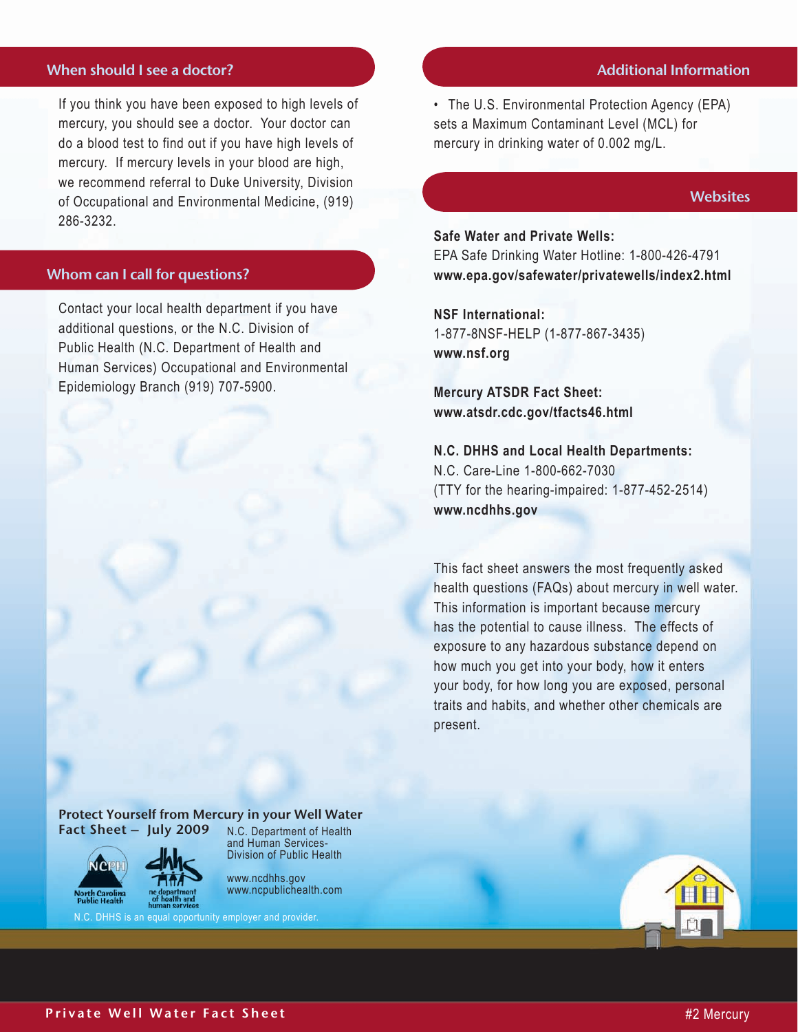## When should I see a doctor?

If you think you have been exposed to high levels of mercury, you should see a doctor. Your doctor can do a blood test to find out if you have high levels of mercury. If mercury levels in your blood are high, we recommend referral to Duke University, Division of Occupational and Environmental Medicine, (919) 286-3232.

## Whom can I call for questions?

Contact your local health department if you have additional questions, or the N.C. Division of Public Health (N.C. Department of Health and Human Services) Occupational and Environmental Epidemiology Branch (919) 707-5900.

## Additional Information

- The U.S. Environmental Protection Agency (EPA) sets a Maximum Contaminant Level (MCL) for mercury in drinking water of 0.002 mg/L.

## Websites

**Safe Water and Private Wells:**
EPA Safe Drinking Water Hotline: 1-800-426-4791
**www.epa.gov/safewater/privatewells/index2.html**

**NSF International:**
1-877-8NSF-HELP (1-877-867-3435)
**www.nsf.org**

**Mercury ATSDR Fact Sheet:**
**www.atsdr.cdc.gov/tfacts46.html**

**N.C. DHHS and Local Health Departments:**
N.C. Care-Line 1-800-662-7030
(TTY for the hearing-impaired: 1-877-452-2514)
**www.ncdhhs.gov**

This fact sheet answers the most frequently asked health questions (FAQs) about mercury in well water. This information is important because mercury has the potential to cause illness. The effects of exposure to any hazardous substance depend on how much you get into your body, how it enters your body, for how long you are exposed, personal traits and habits, and whether other chemicals are present.

**Protect Yourself from Mercury in your Well Water**
**Fact Sheet – July 2009**

N.C. Department of Health and Human Services-Division of Public Health

www.ncdhhs.gov
www.ncpublichealth.com

N.C. DHHS is an equal opportunity employer and provider.